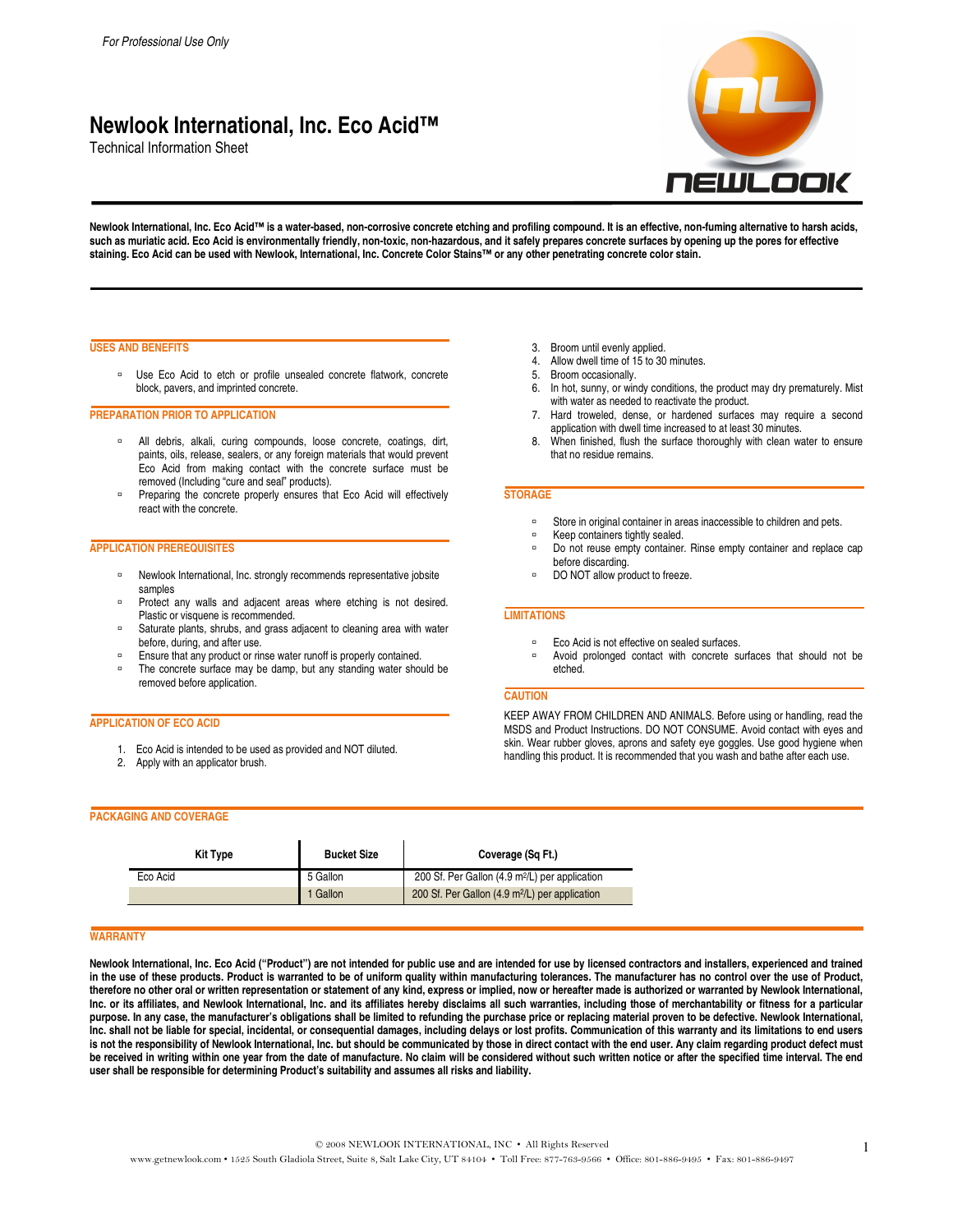*For Professional Use Only*

# Newlook International, Inc. Eco Acid™

Technical Information Sheet

**Newlook International, Inc. Eco Acid™ is a water-based, non-corrosive concrete etching and profiling compound. It is an effective, non-fuming alternative to harsh acids, such as muriatic acid. Eco Acid is environmentally friendly, non-toxic, non-hazardous, and it safely prepares concrete surfaces by opening up the pores for effective staining. Eco Acid can be used with Newlook, International, Inc. Concrete Color Stains™ or any other penetrating concrete color stain.**

## USES AND BENEFITS

- Use Eco Acid to etch or profile unsealed concrete flatwork, concrete block, pavers, and imprinted concrete.

## PREPARATION PRIOR TO APPLICATION

- All debris, alkali, curing compounds, loose concrete, coatings, dirt, paints, oils, release, sealers, or any foreign materials that would prevent Eco Acid from making contact with the concrete surface must be removed (Including "cure and seal" products).
- Preparing the concrete properly ensures that Eco Acid will effectively react with the concrete.

## APPLICATION PREREQUISITES

- Newlook International, Inc. strongly recommends representative jobsite samples
- Protect any walls and adjacent areas where etching is not desired. Plastic or visquene is recommended.
- Saturate plants, shrubs, and grass adjacent to cleaning area with water before, during, and after use.
- Ensure that any product or rinse water runoff is properly contained.
- The concrete surface may be damp, but any standing water should be removed before application.

## APPLICATION OF ECO ACID

1. Eco Acid is intended to be used as provided and NOT diluted.
2. Apply with an applicator brush.
3. Broom until evenly applied.
4. Allow dwell time of 15 to 30 minutes.
5. Broom occasionally.
6. In hot, sunny, or windy conditions, the product may dry prematurely. Mist with water as needed to reactivate the product.
7. Hard troweled, dense, or hardened surfaces may require a second application with dwell time increased to at least 30 minutes.
8. When finished, flush the surface thoroughly with clean water to ensure that no residue remains.

## STORAGE

- Store in original container in areas inaccessible to children and pets.
- Keep containers tightly sealed.
- Do not reuse empty container. Rinse empty container and replace cap before discarding.
- DO NOT allow product to freeze.

## LIMITATIONS

- Eco Acid is not effective on sealed surfaces.
- Avoid prolonged contact with concrete surfaces that should not be etched.

## CAUTION

KEEP AWAY FROM CHILDREN AND ANIMALS. Before using or handling, read the MSDS and Product Instructions. DO NOT CONSUME. Avoid contact with eyes and skin. Wear rubber gloves, aprons and safety eye goggles. Use good hygiene when handling this product. It is recommended that you wash and bathe after each use.

## PACKAGING AND COVERAGE

| Kit Type | Bucket Size | Coverage (Sq Ft.) |
| --- | --- | --- |
| Eco Acid | 5 Gallon | 200 Sf. Per Gallon (4.9 $m^2$/L) per application |
| | 1 Gallon | 200 Sf. Per Gallon (4.9 $m^2$/L) per application |

## WARRANTY

**Newlook International, Inc. Eco Acid ("Product") are not intended for public use and are intended for use by licensed contractors and installers, experienced and trained in the use of these products. Product is warranted to be of uniform quality within manufacturing tolerances. The manufacturer has no control over the use of Product, therefore no other oral or written representation or statement of any kind, express or implied, now or hereafter made is authorized or warranted by Newlook International, Inc. or its affiliates, and Newlook International, Inc. and its affiliates hereby disclaims all such warranties, including those of merchantability or fitness for a particular purpose. In any case, the manufacturer's obligations shall be limited to refunding the purchase price or replacing material proven to be defective. Newlook International, Inc. shall not be liable for special, incidental, or consequential damages, including delays or lost profits. Communication of this warranty and its limitations to end users is not the responsibility of Newlook International, Inc. but should be communicated by those in direct contact with the end user. Any claim regarding product defect must be received in writing within one year from the date of manufacture. No claim will be considered without such written notice or after the specified time interval. The end user shall be responsible for determining Product's suitability and assumes all risks and liability.**

© 2008 NEWLOOK INTERNATIONAL, INC • All Rights Reserved

www.getnewlook.com • 1525 South Gladiola Street, Suite 8, Salt Lake City, UT 84104 • Toll Free: 877-763-9566 • Office: 801-886-9495 • Fax: 801-886-9497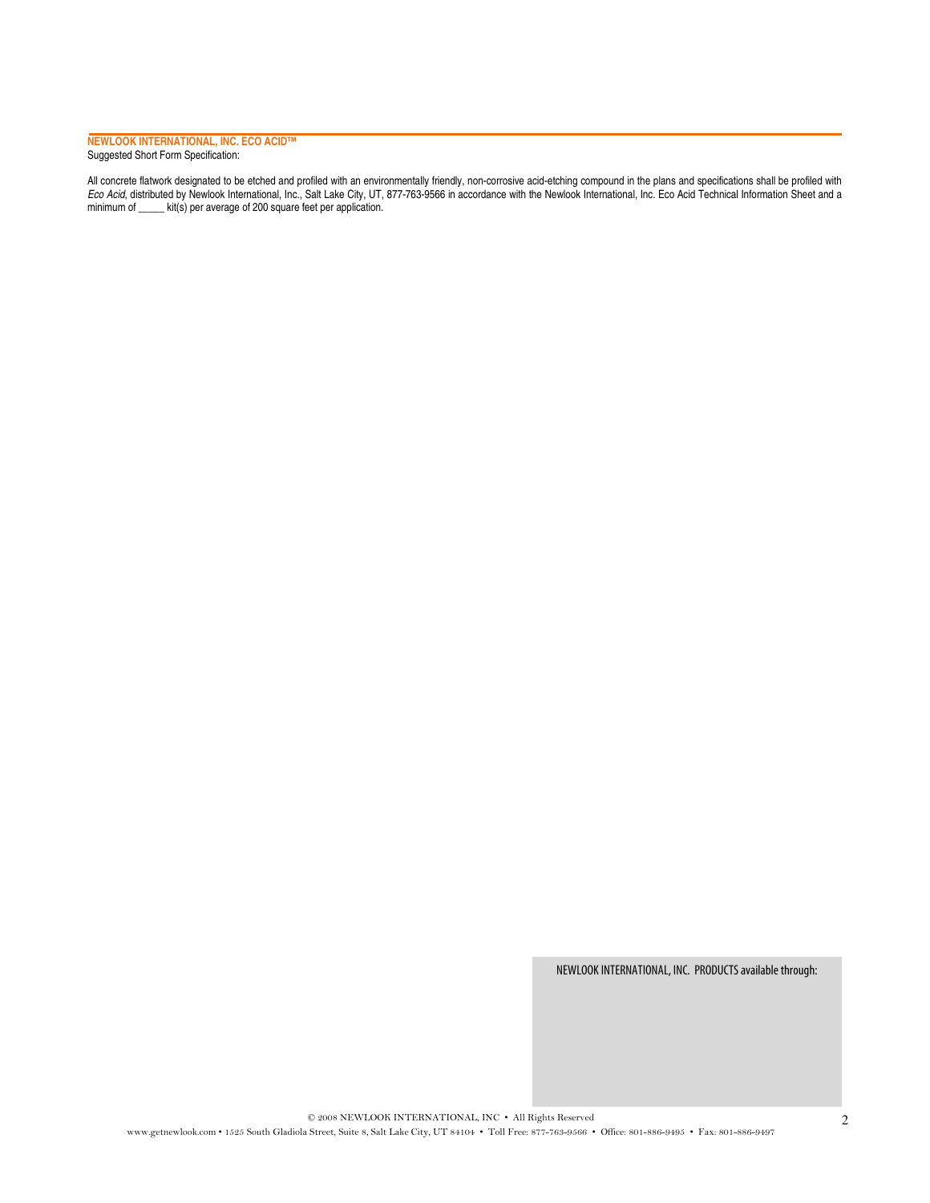**NEWLOOK INTERNATIONAL, INC. ECO ACID™**

Suggested Short Form Specification:

All concrete flatwork designated to be etched and profiled with an environmentally friendly, non-corrosive acid-etching compound in the plans and specifications shall be profiled with *Eco Acid*, distributed by Newlook International, Inc., Salt Lake City, UT, 877-763-9566 in accordance with the Newlook International, Inc. Eco Acid Technical Information Sheet and a minimum of _____ kit(s) per average of 200 square feet per application.

NEWLOOK INTERNATIONAL, INC. PRODUCTS available through:

© 2008 NEWLOOK INTERNATIONAL, INC • All Rights Reserved

www.getnewlook.com • 1525 South Gladiola Street, Suite 8, Salt Lake City, UT 84104 • Toll Free: 877-763-9566 • Office: 801-886-9495 • Fax: 801-886-9497